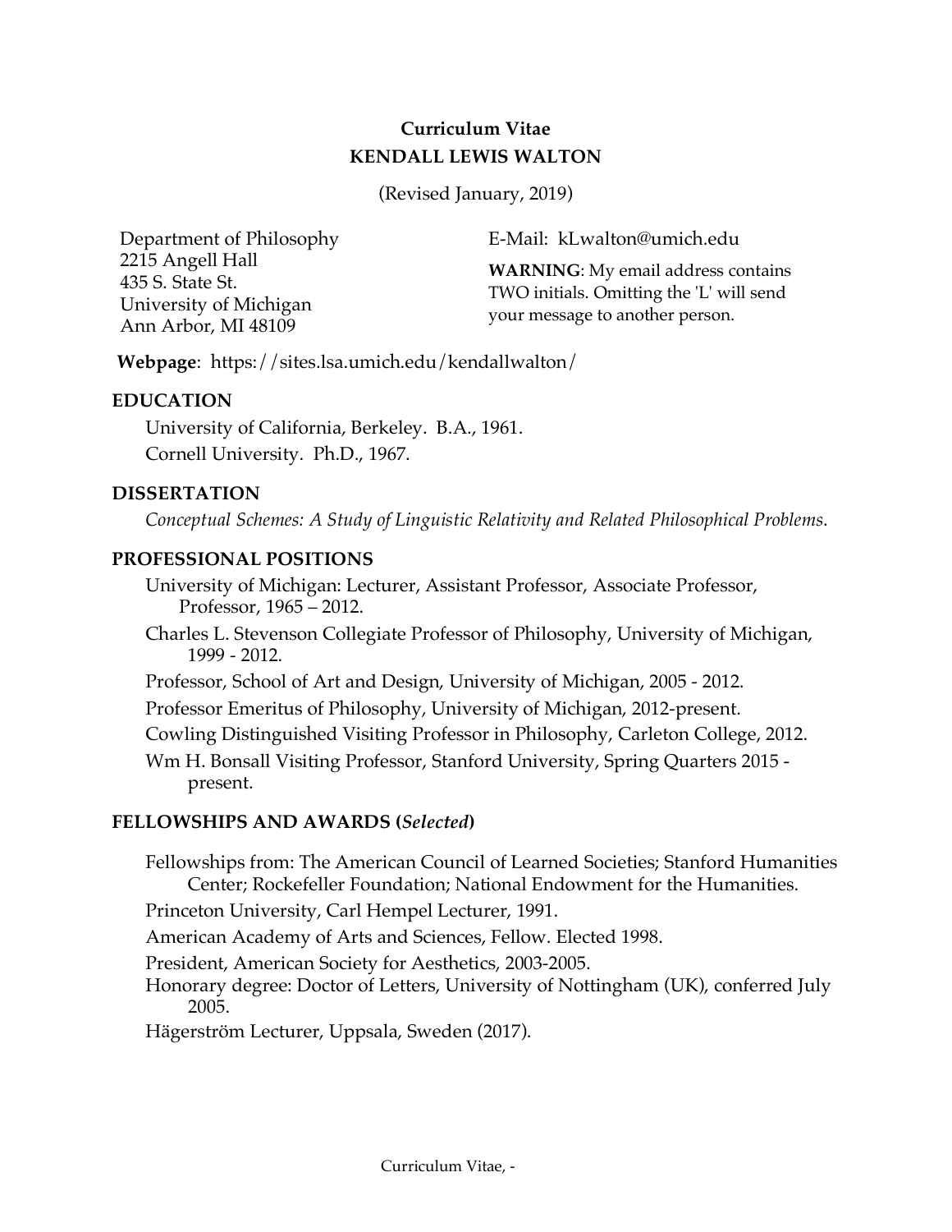# Curriculum Vitae

## KENDALL LEWIS WALTON

(Revised January, 2019)

Department of Philosophy
2215 Angell Hall
435 S. State St.
University of Michigan
Ann Arbor, MI 48109

E-Mail: kLwalton@umich.edu

**WARNING**: My email address contains TWO initials. Omitting the 'L' will send your message to another person.

**Webpage**: https://sites.lsa.umich.edu/kendallwalton/

### EDUCATION

University of California, Berkeley. B.A., 1961.
Cornell University. Ph.D., 1967.

### DISSERTATION

*Conceptual Schemes: A Study of Linguistic Relativity and Related Philosophical Problems*.

### PROFESSIONAL POSITIONS

University of Michigan: Lecturer, Assistant Professor, Associate Professor, Professor, 1965 – 2012.

Charles L. Stevenson Collegiate Professor of Philosophy, University of Michigan, 1999 - 2012.

Professor, School of Art and Design, University of Michigan, 2005 - 2012.

Professor Emeritus of Philosophy, University of Michigan, 2012-present.

Cowling Distinguished Visiting Professor in Philosophy, Carleton College, 2012.

Wm H. Bonsall Visiting Professor, Stanford University, Spring Quarters 2015 - present.

### FELLOWSHIPS AND AWARDS (*Selected*)

Fellowships from: The American Council of Learned Societies; Stanford Humanities Center; Rockefeller Foundation; National Endowment for the Humanities.

Princeton University, Carl Hempel Lecturer, 1991.

American Academy of Arts and Sciences, Fellow. Elected 1998.

President, American Society for Aesthetics, 2003-2005.

Honorary degree: Doctor of Letters, University of Nottingham (UK), conferred July 2005.

Hägerström Lecturer, Uppsala, Sweden (2017).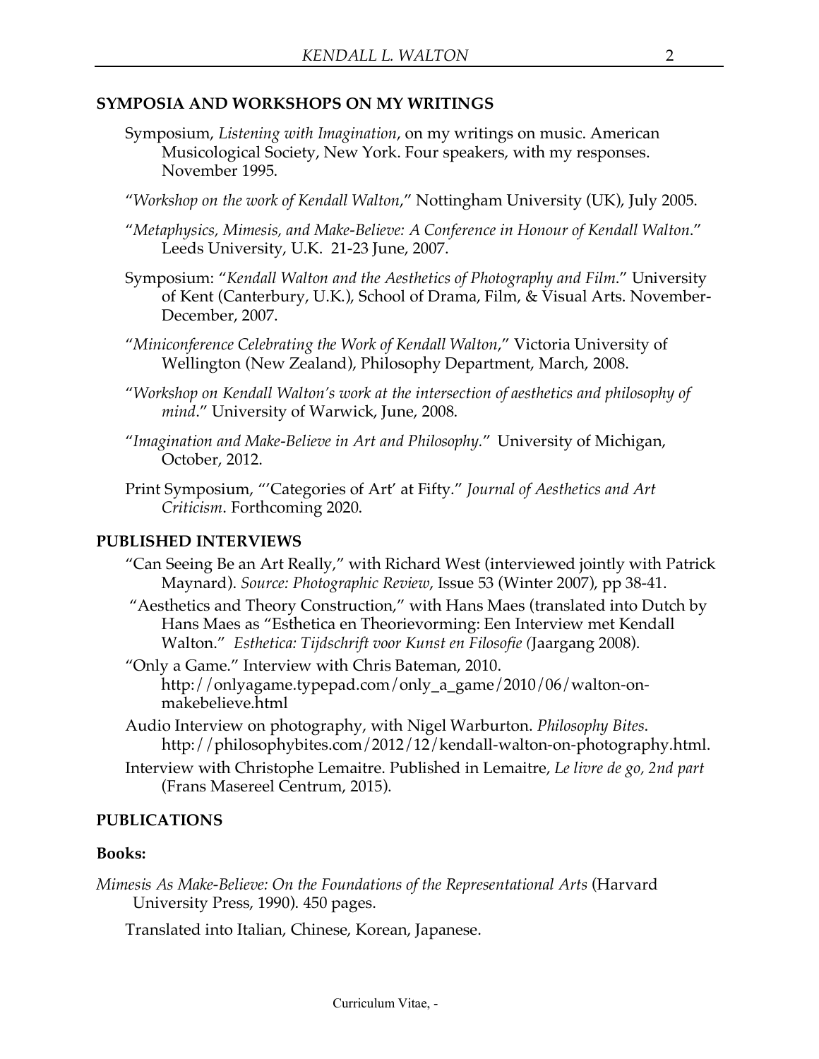## SYMPOSIA AND WORKSHOPS ON MY WRITINGS

Symposium, *Listening with Imagination*, on my writings on music. American Musicological Society, New York. Four speakers, with my responses. November 1995.

"*Workshop on the work of Kendall Walton*," Nottingham University (UK), July 2005.

"*Metaphysics, Mimesis, and Make-Believe: A Conference in Honour of Kendall Walton*." Leeds University, U.K. 21-23 June, 2007.

Symposium: "*Kendall Walton and the Aesthetics of Photography and Film*." University of Kent (Canterbury, U.K.), School of Drama, Film, & Visual Arts. November-December, 2007.

"*Miniconference Celebrating the Work of Kendall Walton*," Victoria University of Wellington (New Zealand), Philosophy Department, March, 2008.

"*Workshop on Kendall Walton's work at the intersection of aesthetics and philosophy of mind*." University of Warwick, June, 2008.

"*Imagination and Make-Believe in Art and Philosophy.*" University of Michigan, October, 2012.

Print Symposium, "'Categories of Art' at Fifty." *Journal of Aesthetics and Art Criticism*. Forthcoming 2020.

## PUBLISHED INTERVIEWS

"Can Seeing Be an Art Really," with Richard West (interviewed jointly with Patrick Maynard). *Source: Photographic Review*, Issue 53 (Winter 2007), pp 38-41.

"Aesthetics and Theory Construction," with Hans Maes (translated into Dutch by Hans Maes as "Esthetica en Theorievorming: Een Interview met Kendall Walton." *Esthetica: Tijdschrift voor Kunst en Filosofie (*Jaargang 2008).

"Only a Game." Interview with Chris Bateman, 2010. http://onlyagame.typepad.com/only_a_game/2010/06/walton-on-makebelieve.html

Audio Interview on photography, with Nigel Warburton. *Philosophy Bites*. http://philosophybites.com/2012/12/kendall-walton-on-photography.html.

Interview with Christophe Lemaitre. Published in Lemaitre, *Le livre de go, 2nd part* (Frans Masereel Centrum, 2015).

## PUBLICATIONS

### Books:

*Mimesis As Make-Believe: On the Foundations of the Representational Arts* (Harvard University Press, 1990). 450 pages.

Translated into Italian, Chinese, Korean, Japanese.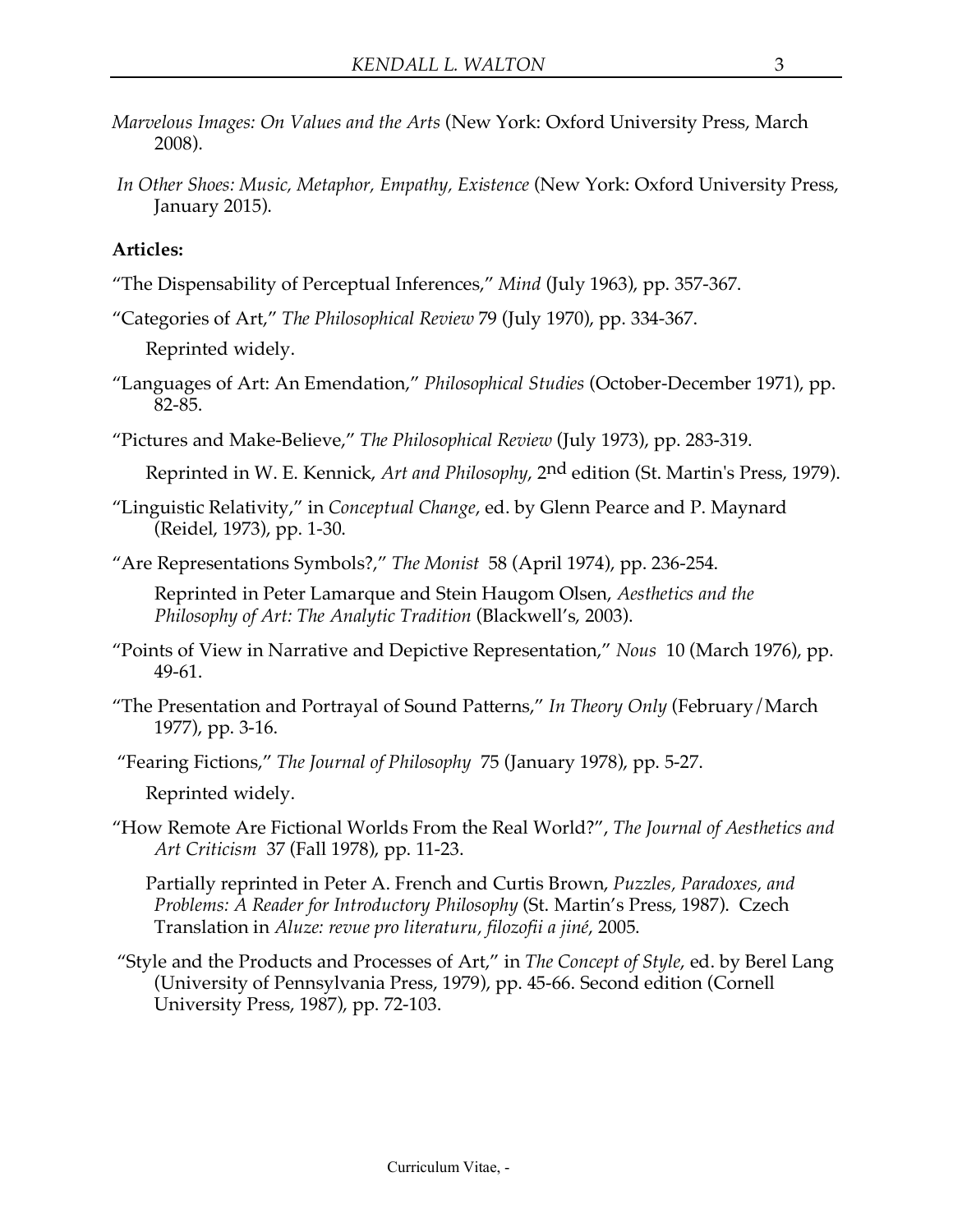*Marvelous Images: On Values and the Arts* (New York: Oxford University Press, March 2008).

*In Other Shoes: Music, Metaphor, Empathy, Existence* (New York: Oxford University Press, January 2015).

**Articles:**

"The Dispensability of Perceptual Inferences," *Mind* (July 1963), pp. 357-367.

"Categories of Art," *The Philosophical Review* 79 (July 1970), pp. 334-367.

Reprinted widely.

"Languages of Art: An Emendation," *Philosophical Studies* (October-December 1971), pp. 82-85.

"Pictures and Make-Believe," *The Philosophical Review* (July 1973), pp. 283-319.

Reprinted in W. E. Kennick, *Art and Philosophy*, 2nd edition (St. Martin's Press, 1979).

"Linguistic Relativity," in *Conceptual Change*, ed. by Glenn Pearce and P. Maynard (Reidel, 1973), pp. 1-30.

"Are Representations Symbols?," *The Monist* 58 (April 1974), pp. 236-254.

Reprinted in Peter Lamarque and Stein Haugom Olsen, *Aesthetics and the Philosophy of Art: The Analytic Tradition* (Blackwell's, 2003).

"Points of View in Narrative and Depictive Representation," *Nous* 10 (March 1976), pp. 49-61.

"The Presentation and Portrayal of Sound Patterns," *In Theory Only* (February/March 1977), pp. 3-16.

"Fearing Fictions," *The Journal of Philosophy* 75 (January 1978), pp. 5-27.

Reprinted widely.

"How Remote Are Fictional Worlds From the Real World?", *The Journal of Aesthetics and Art Criticism* 37 (Fall 1978), pp. 11-23.

Partially reprinted in Peter A. French and Curtis Brown, *Puzzles, Paradoxes, and Problems: A Reader for Introductory Philosophy* (St. Martin's Press, 1987). Czech Translation in *Aluze: revue pro literaturu, filozofii a jiné*, 2005.

"Style and the Products and Processes of Art," in *The Concept of Style*, ed. by Berel Lang (University of Pennsylvania Press, 1979), pp. 45-66. Second edition (Cornell University Press, 1987), pp. 72-103.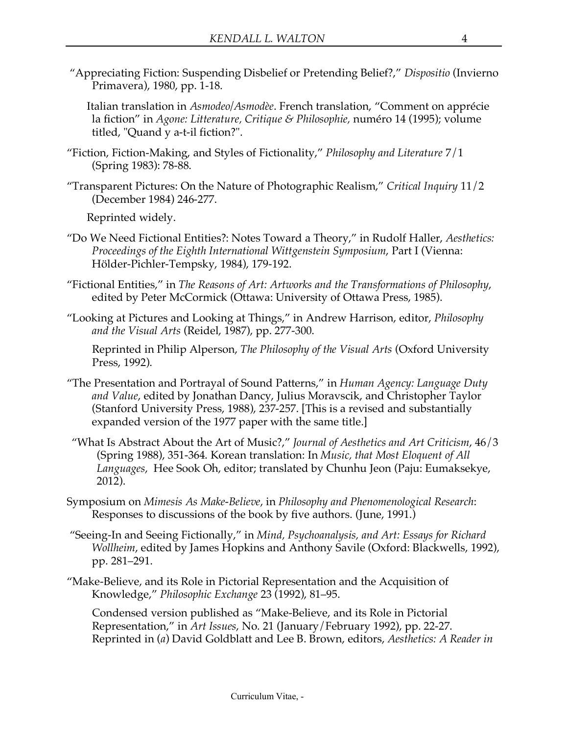"Appreciating Fiction: Suspending Disbelief or Pretending Belief?," *Dispositio* (Invierno Primavera), 1980, pp. 1-18.

Italian translation in *Asmodeo/Asmodèe*. French translation, "Comment on apprécie la fiction" in *Agone: Litterature, Critique & Philosophie,* numéro 14 (1995); volume titled, "Quand y a-t-il fiction?".

"Fiction, Fiction-Making, and Styles of Fictionality," *Philosophy and Literature* 7/1 (Spring 1983): 78-88.

"Transparent Pictures: On the Nature of Photographic Realism," *Critical Inquiry* 11/2 (December 1984) 246-277.

Reprinted widely.

"Do We Need Fictional Entities?: Notes Toward a Theory," in Rudolf Haller, *Aesthetics: Proceedings of the Eighth International Wittgenstein Symposium*, Part I (Vienna: Hölder-Pichler-Tempsky, 1984), 179-192.

"Fictional Entities," in *The Reasons of Art: Artworks and the Transformations of Philosophy*, edited by Peter McCormick (Ottawa: University of Ottawa Press, 1985).

"Looking at Pictures and Looking at Things," in Andrew Harrison, editor, *Philosophy and the Visual Arts* (Reidel, 1987), pp. 277-300.

Reprinted in Philip Alperson, *The Philosophy of the Visual Arts* (Oxford University Press, 1992).

"The Presentation and Portrayal of Sound Patterns," in *Human Agency: Language Duty and Value*, edited by Jonathan Dancy, Julius Moravscik, and Christopher Taylor (Stanford University Press, 1988), 237-257. [This is a revised and substantially expanded version of the 1977 paper with the same title.]

"What Is Abstract About the Art of Music?," *Journal of Aesthetics and Art Criticism*, 46/3 (Spring 1988), 351-364. Korean translation: In *Music, that Most Eloquent of All Languages*, Hee Sook Oh, editor; translated by Chunhu Jeon (Paju: Eumaksekye, 2012).

Symposium on *Mimesis As Make-Believe*, in *Philosophy and Phenomenological Research*: Responses to discussions of the book by five authors. (June, 1991.)

"Seeing-In and Seeing Fictionally," in *Mind, Psychoanalysis, and Art: Essays for Richard Wollheim*, edited by James Hopkins and Anthony Savile (Oxford: Blackwells, 1992), pp. 281–291.

"Make-Believe, and its Role in Pictorial Representation and the Acquisition of Knowledge," *Philosophic Exchange* 23 (1992), 81–95.

Condensed version published as "Make-Believe, and its Role in Pictorial Representation," in *Art Issues*, No. 21 (January/February 1992), pp. 22-27. Reprinted in (*a*) David Goldblatt and Lee B. Brown, editors, *Aesthetics: A Reader in*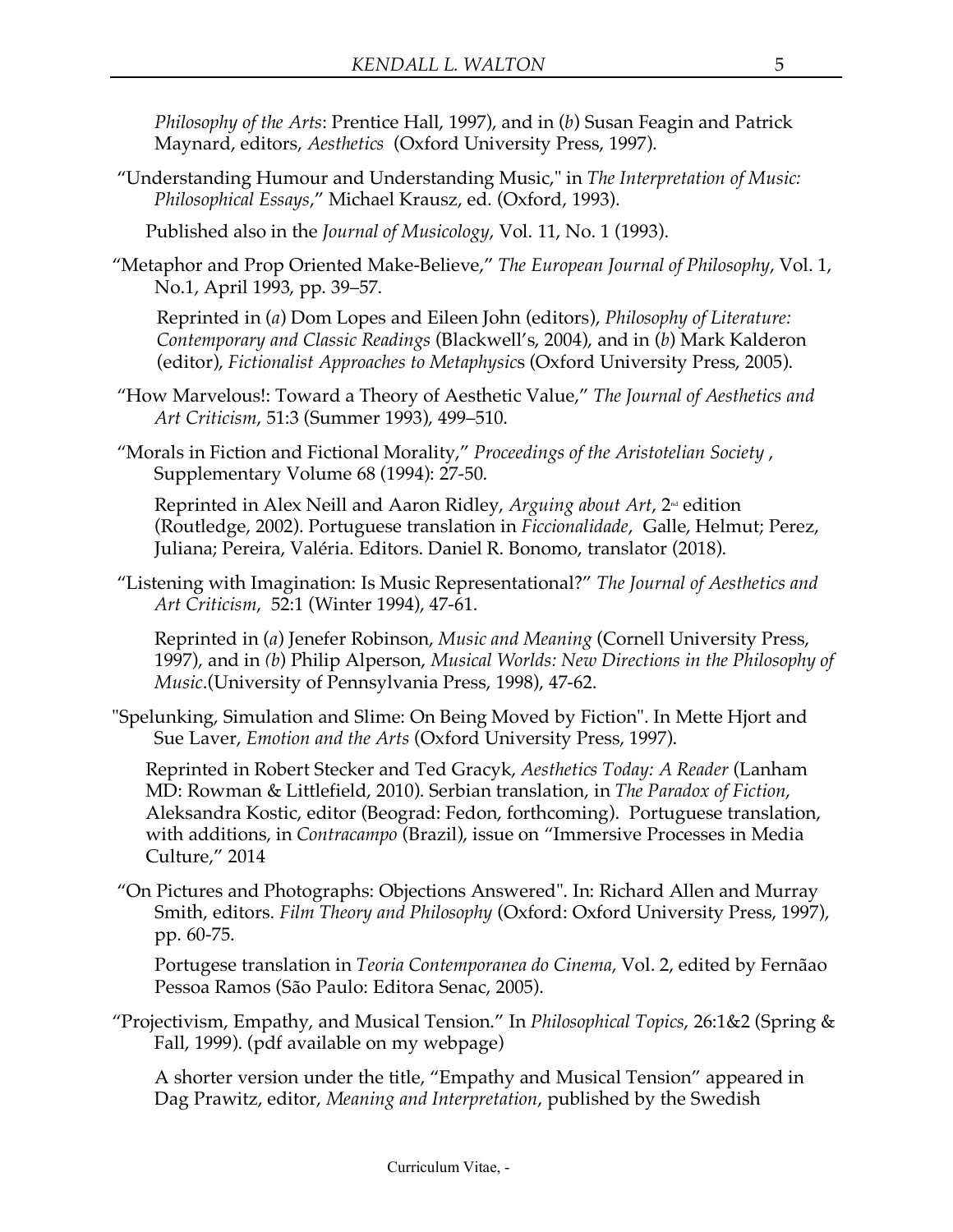*Philosophy of the Arts*: Prentice Hall, 1997), and in (*b*) Susan Feagin and Patrick Maynard, editors, *Aesthetics* (Oxford University Press, 1997).

"Understanding Humour and Understanding Music," in *The Interpretation of Music: Philosophical Essays*," Michael Krausz, ed. (Oxford, 1993).

Published also in the *Journal of Musicology*, Vol. 11, No. 1 (1993).

"Metaphor and Prop Oriented Make-Believe," *The European Journal of Philosophy*, Vol. 1, No.1, April 1993, pp. 39–57.

Reprinted in (*a*) Dom Lopes and Eileen John (editors), *Philosophy of Literature: Contemporary and Classic Readings* (Blackwell's, 2004), and in (*b*) Mark Kalderon (editor), *Fictionalist Approaches to Metaphysics* (Oxford University Press, 2005).

"How Marvelous!: Toward a Theory of Aesthetic Value," *The Journal of Aesthetics and Art Criticism*, 51:3 (Summer 1993), 499–510.

"Morals in Fiction and Fictional Morality," *Proceedings of the Aristotelian Society* , Supplementary Volume 68 (1994): 27-50.

Reprinted in Alex Neill and Aaron Ridley, *Arguing about Art*, 2nd edition (Routledge, 2002). Portuguese translation in *Ficcionalidade*, Galle, Helmut; Perez, Juliana; Pereira, Valéria. Editors. Daniel R. Bonomo, translator (2018).

"Listening with Imagination: Is Music Representational?" *The Journal of Aesthetics and Art Criticism*, 52:1 (Winter 1994), 47-61.

Reprinted in (*a*) Jenefer Robinson, *Music and Meaning* (Cornell University Press, 1997), and in (*b*) Philip Alperson, *Musical Worlds: New Directions in the Philosophy of Music*.(University of Pennsylvania Press, 1998), 47-62.

"Spelunking, Simulation and Slime: On Being Moved by Fiction". In Mette Hjort and Sue Laver, *Emotion and the Arts* (Oxford University Press, 1997).

Reprinted in Robert Stecker and Ted Gracyk, *Aesthetics Today: A Reader* (Lanham MD: Rowman & Littlefield, 2010). Serbian translation, in *The Paradox of Fiction*, Aleksandra Kostic, editor (Beograd: Fedon, forthcoming). Portuguese translation, with additions, in *Contracampo* (Brazil), issue on "Immersive Processes in Media Culture," 2014

"On Pictures and Photographs: Objections Answered". In: Richard Allen and Murray Smith, editors. *Film Theory and Philosophy* (Oxford: Oxford University Press, 1997), pp. 60-75.

Portugese translation in *Teoria Contemporanea do Cinema*, Vol. 2, edited by Fernãao Pessoa Ramos (São Paulo: Editora Senac, 2005).

"Projectivism, Empathy, and Musical Tension." In *Philosophical Topics*, 26:1&2 (Spring & Fall, 1999). (pdf available on my webpage)

A shorter version under the title, "Empathy and Musical Tension" appeared in Dag Prawitz, editor, *Meaning and Interpretation*, published by the Swedish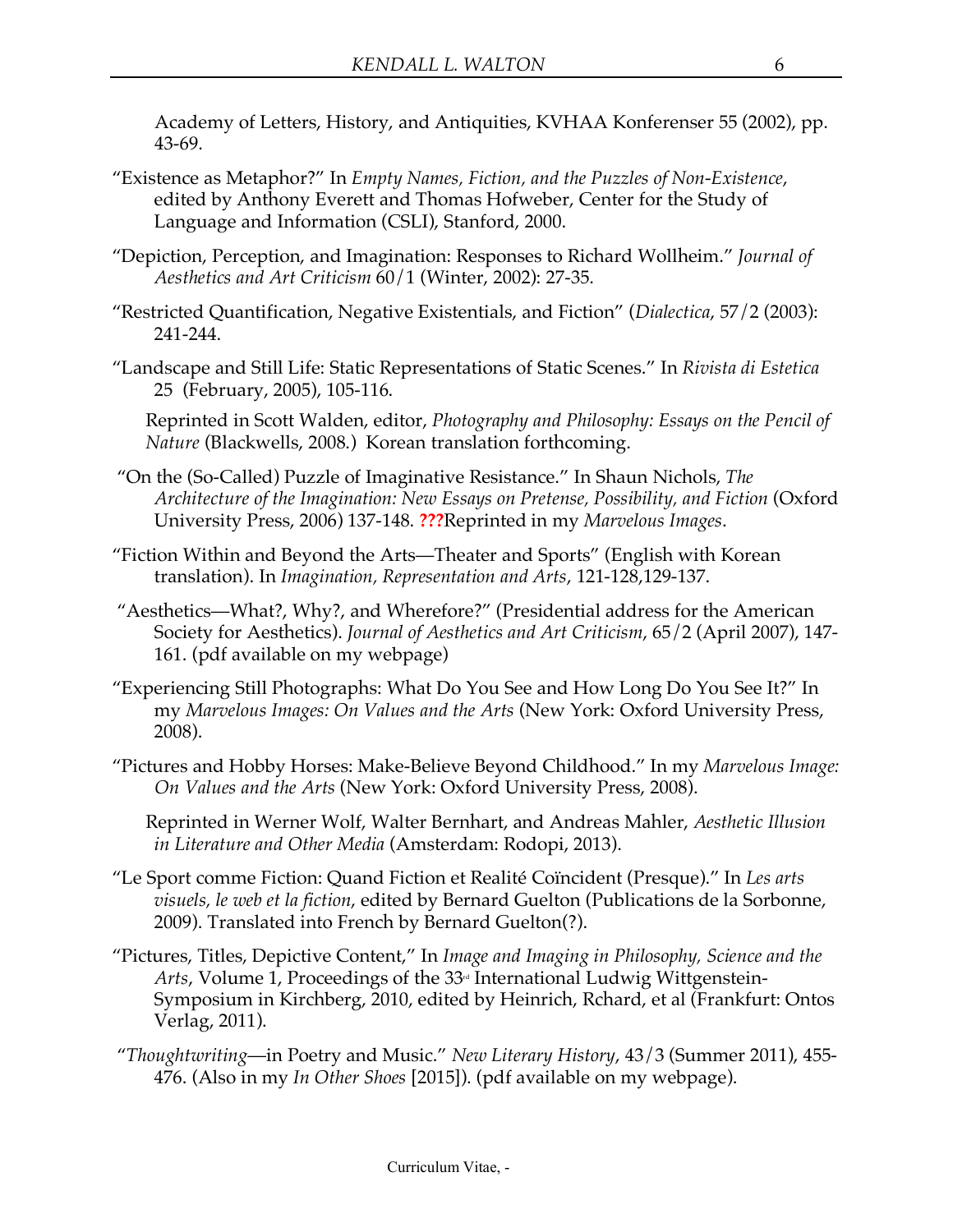Academy of Letters, History, and Antiquities, KVHAA Konferenser 55 (2002), pp. 43-69.

"Existence as Metaphor?" In *Empty Names, Fiction, and the Puzzles of Non-Existence*, edited by Anthony Everett and Thomas Hofweber, Center for the Study of Language and Information (CSLI), Stanford, 2000.

"Depiction, Perception, and Imagination: Responses to Richard Wollheim." *Journal of Aesthetics and Art Criticism* 60/1 (Winter, 2002): 27-35.

"Restricted Quantification, Negative Existentials, and Fiction" (*Dialectica*, 57/2 (2003): 241-244.

"Landscape and Still Life: Static Representations of Static Scenes." In *Rivista di Estetica* 25 (February, 2005), 105-116.

Reprinted in Scott Walden, editor, *Photography and Philosophy: Essays on the Pencil of Nature* (Blackwells, 2008.) Korean translation forthcoming.

"On the (So-Called) Puzzle of Imaginative Resistance." In Shaun Nichols, *The Architecture of the Imagination: New Essays on Pretense, Possibility, and Fiction* (Oxford University Press, 2006) 137-148. **???**Reprinted in my *Marvelous Images*.

"Fiction Within and Beyond the Arts—Theater and Sports" (English with Korean translation). In *Imagination, Representation and Arts*, 121-128,129-137.

"Aesthetics—What?, Why?, and Wherefore?" (Presidential address for the American Society for Aesthetics). *Journal of Aesthetics and Art Criticism*, 65/2 (April 2007), 147-161. (pdf available on my webpage)

"Experiencing Still Photographs: What Do You See and How Long Do You See It?" In my *Marvelous Images: On Values and the Arts* (New York: Oxford University Press, 2008).

"Pictures and Hobby Horses: Make-Believe Beyond Childhood." In my *Marvelous Image: On Values and the Arts* (New York: Oxford University Press, 2008).

Reprinted in Werner Wolf, Walter Bernhart, and Andreas Mahler, *Aesthetic Illusion in Literature and Other Media* (Amsterdam: Rodopi, 2013).

"Le Sport comme Fiction: Quand Fiction et Realité Coïncident (Presque)." In *Les arts visuels, le web et la fiction*, edited by Bernard Guelton (Publications de la Sorbonne, 2009). Translated into French by Bernard Guelton(?).

"Pictures, Titles, Depictive Content," In *Image and Imaging in Philosophy, Science and the Arts*, Volume 1, Proceedings of the 33rd International Ludwig Wittgenstein-Symposium in Kirchberg, 2010, edited by Heinrich, Rchard, et al (Frankfurt: Ontos Verlag, 2011).

"*Thoughtwriting*—in Poetry and Music." *New Literary History*, 43/3 (Summer 2011), 455-476. (Also in my *In Other Shoes* [2015]). (pdf available on my webpage).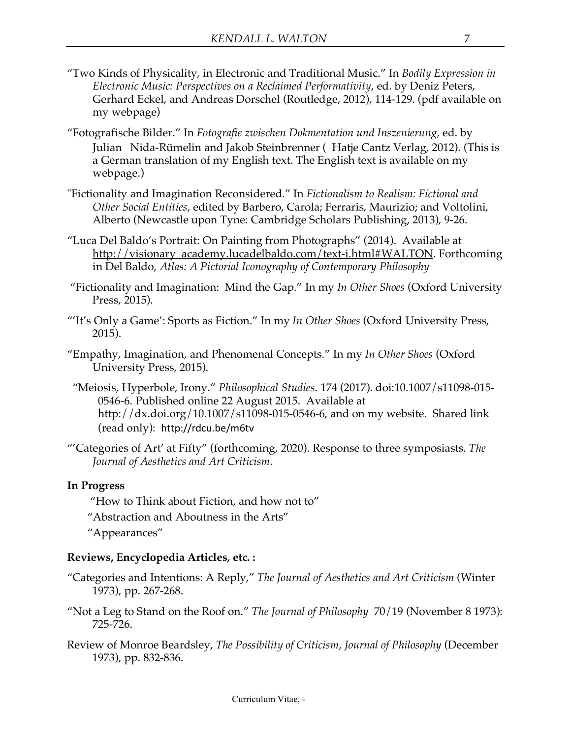"Two Kinds of Physicality, in Electronic and Traditional Music." In *Bodily Expression in Electronic Music: Perspectives on a Reclaimed Performativity*, ed. by Deniz Peters, Gerhard Eckel, and Andreas Dorschel (Routledge, 2012), 114-129. (pdf available on my webpage)

"Fotografische Bilder." In *Fotografie zwischen Dokmentation und Inszenierung,* ed. by Julian Nida-Rümelin and Jakob Steinbrenner ( Hatje Cantz Verlag, 2012). (This is a German translation of my English text. The English text is available on my webpage.)

"Fictionality and Imagination Reconsidered." In *Fictionalism to Realism: Fictional and Other Social Entities*, edited by Barbero, Carola; Ferraris, Maurizio; and Voltolini, Alberto (Newcastle upon Tyne: Cambridge Scholars Publishing, 2013), 9-26.

"Luca Del Baldo's Portrait: On Painting from Photographs" (2014). Available at http://visionary_academy.lucadelbaldo.com/text-i.html#WALTON. Forthcoming in Del Baldo, *Atlas: A Pictorial Iconography of Contemporary Philosophy*

"Fictionality and Imagination: Mind the Gap." In my *In Other Shoes* (Oxford University Press, 2015).

"'It's Only a Game': Sports as Fiction." In my *In Other Shoes* (Oxford University Press, 2015).

"Empathy, Imagination, and Phenomenal Concepts." In my *In Other Shoes* (Oxford University Press, 2015).

"Meiosis, Hyperbole, Irony." *Philosophical Studies*. 174 (2017). doi:10.1007/s11098-015-0546-6. Published online 22 August 2015. Available at http://dx.doi.org/10.1007/s11098-015-0546-6, and on my website. Shared link (read only): http://rdcu.be/m6tv

"'Categories of Art' at Fifty" (forthcoming, 2020). Response to three symposiasts. *The Journal of Aesthetics and Art Criticism*.

**In Progress**

"How to Think about Fiction, and how not to"

"Abstraction and Aboutness in the Arts"

"Appearances"

**Reviews, Encyclopedia Articles, etc. :**

"Categories and Intentions: A Reply," *The Journal of Aesthetics and Art Criticism* (Winter 1973), pp. 267-268.

"Not a Leg to Stand on the Roof on." *The Journal of Philosophy* 70/19 (November 8 1973): 725-726.

Review of Monroe Beardsley, *The Possibility of Criticism*, *Journal of Philosophy* (December 1973), pp. 832-836.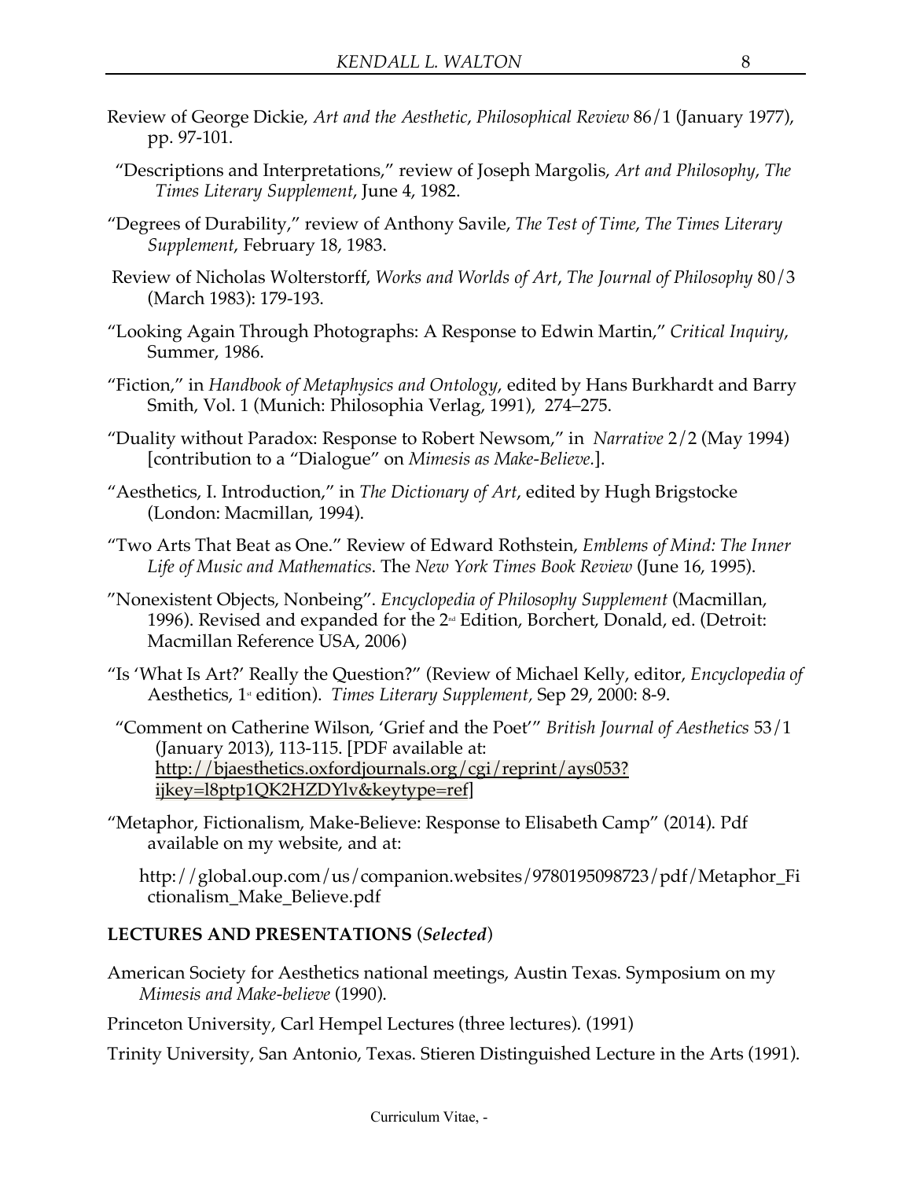Review of George Dickie, *Art and the Aesthetic*, *Philosophical Review* 86/1 (January 1977), pp. 97-101.

"Descriptions and Interpretations," review of Joseph Margolis, *Art and Philosophy*, *The Times Literary Supplement*, June 4, 1982.

"Degrees of Durability," review of Anthony Savile, *The Test of Time*, *The Times Literary Supplement*, February 18, 1983.

Review of Nicholas Wolterstorff, *Works and Worlds of Art*, *The Journal of Philosophy* 80/3 (March 1983): 179-193.

"Looking Again Through Photographs: A Response to Edwin Martin," *Critical Inquiry*, Summer, 1986.

"Fiction," in *Handbook of Metaphysics and Ontology*, edited by Hans Burkhardt and Barry Smith, Vol. 1 (Munich: Philosophia Verlag, 1991), 274–275.

"Duality without Paradox: Response to Robert Newsom," in *Narrative* 2/2 (May 1994) [contribution to a "Dialogue" on *Mimesis as Make-Believe.*].

"Aesthetics, I. Introduction," in *The Dictionary of Art*, edited by Hugh Brigstocke (London: Macmillan, 1994).

"Two Arts That Beat as One." Review of Edward Rothstein, *Emblems of Mind: The Inner Life of Music and Mathematics*. The *New York Times Book Review* (June 16, 1995).

"Nonexistent Objects, Nonbeing". *Encyclopedia of Philosophy Supplement* (Macmillan, 1996). Revised and expanded for the 2nd Edition, Borchert, Donald, ed. (Detroit: Macmillan Reference USA, 2006)

"Is 'What Is Art?' Really the Question?" (Review of Michael Kelly, editor, *Encyclopedia of* Aesthetics, 1st edition). *Times Literary Supplement,* Sep 29, 2000: 8-9.

"Comment on Catherine Wilson, 'Grief and the Poet'" *British Journal of Aesthetics* 53/1 (January 2013), 113-115. [PDF available at: http://bjaesthetics.oxfordjournals.org/cgi/reprint/ays053?ijkey=l8ptp1QK2HZDYlv&keytype=ref]

"Metaphor, Fictionalism, Make-Believe: Response to Elisabeth Camp" (2014). Pdf available on my website, and at:

http://global.oup.com/us/companion.websites/9780195098723/pdf/Metaphor_Fictionalism_Make_Believe.pdf

**LECTURES AND PRESENTATIONS** (***Selected***)

American Society for Aesthetics national meetings, Austin Texas. Symposium on my *Mimesis and Make-believe* (1990).

Princeton University, Carl Hempel Lectures (three lectures). (1991)

Trinity University, San Antonio, Texas. Stieren Distinguished Lecture in the Arts (1991).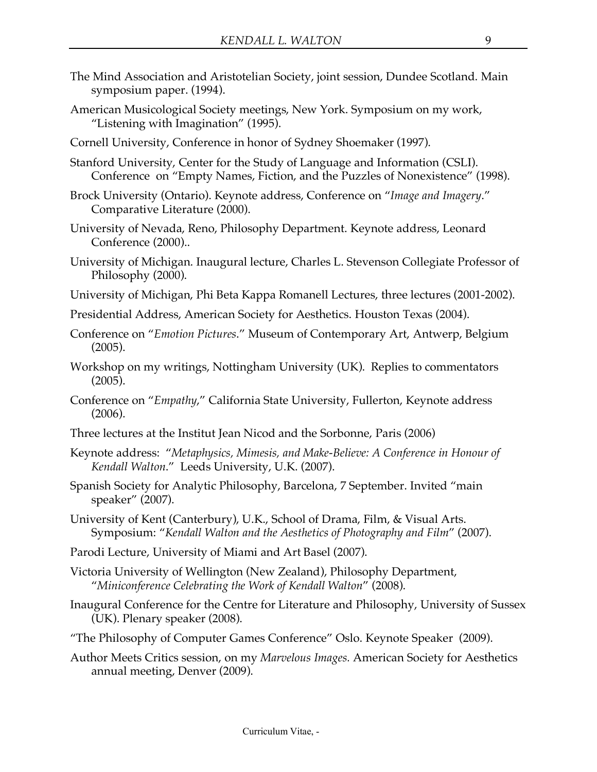The Mind Association and Aristotelian Society, joint session, Dundee Scotland. Main symposium paper. (1994).

American Musicological Society meetings, New York. Symposium on my work, "Listening with Imagination" (1995).

Cornell University, Conference in honor of Sydney Shoemaker (1997).

Stanford University, Center for the Study of Language and Information (CSLI). Conference on "Empty Names, Fiction, and the Puzzles of Nonexistence" (1998).

Brock University (Ontario). Keynote address, Conference on "*Image and Imagery*." Comparative Literature (2000).

University of Nevada, Reno, Philosophy Department. Keynote address, Leonard Conference (2000)..

University of Michigan. Inaugural lecture, Charles L. Stevenson Collegiate Professor of Philosophy (2000).

University of Michigan, Phi Beta Kappa Romanell Lectures, three lectures (2001-2002).

Presidential Address, American Society for Aesthetics. Houston Texas (2004).

Conference on "*Emotion Pictures*." Museum of Contemporary Art, Antwerp, Belgium (2005).

Workshop on my writings, Nottingham University (UK). Replies to commentators (2005).

Conference on "*Empathy*," California State University, Fullerton, Keynote address (2006).

Three lectures at the Institut Jean Nicod and the Sorbonne, Paris (2006)

Keynote address: "*Metaphysics, Mimesis, and Make-Believe: A Conference in Honour of Kendall Walton*." Leeds University, U.K. (2007).

Spanish Society for Analytic Philosophy, Barcelona, 7 September. Invited "main speaker" (2007).

University of Kent (Canterbury), U.K., School of Drama, Film, & Visual Arts. Symposium: "*Kendall Walton and the Aesthetics of Photography and Film*" (2007).

Parodi Lecture, University of Miami and Art Basel (2007).

Victoria University of Wellington (New Zealand), Philosophy Department, "*Miniconference Celebrating the Work of Kendall Walton*" (2008).

Inaugural Conference for the Centre for Literature and Philosophy, University of Sussex (UK). Plenary speaker (2008).

"The Philosophy of Computer Games Conference" Oslo. Keynote Speaker (2009).

Author Meets Critics session, on my *Marvelous Images.* American Society for Aesthetics annual meeting, Denver (2009).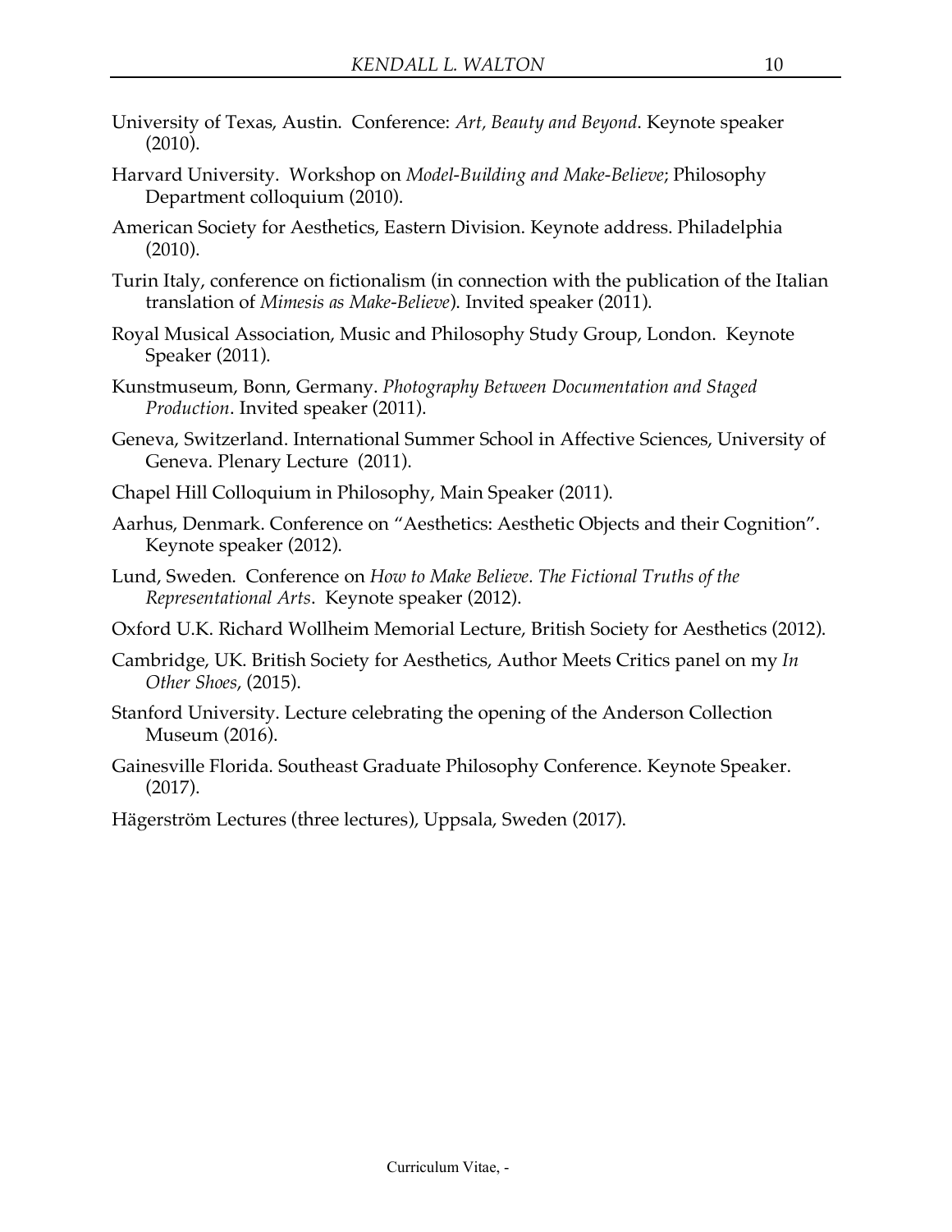University of Texas, Austin. Conference: *Art, Beauty and Beyond*. Keynote speaker (2010).

Harvard University. Workshop on *Model-Building and Make-Believe*; Philosophy Department colloquium (2010).

American Society for Aesthetics, Eastern Division. Keynote address. Philadelphia (2010).

Turin Italy, conference on fictionalism (in connection with the publication of the Italian translation of *Mimesis as Make-Believe*). Invited speaker (2011).

Royal Musical Association, Music and Philosophy Study Group, London. Keynote Speaker (2011).

Kunstmuseum, Bonn, Germany. *Photography Between Documentation and Staged Production*. Invited speaker (2011).

Geneva, Switzerland. International Summer School in Affective Sciences, University of Geneva. Plenary Lecture (2011).

Chapel Hill Colloquium in Philosophy, Main Speaker (2011).

Aarhus, Denmark. Conference on "Aesthetics: Aesthetic Objects and their Cognition". Keynote speaker (2012).

Lund, Sweden. Conference on *How to Make Believe. The Fictional Truths of the Representational Arts*. Keynote speaker (2012).

Oxford U.K. Richard Wollheim Memorial Lecture, British Society for Aesthetics (2012).

Cambridge, UK. British Society for Aesthetics, Author Meets Critics panel on my *In Other Shoes*, (2015).

Stanford University. Lecture celebrating the opening of the Anderson Collection Museum (2016).

Gainesville Florida. Southeast Graduate Philosophy Conference. Keynote Speaker. (2017).

Hägerström Lectures (three lectures), Uppsala, Sweden (2017).